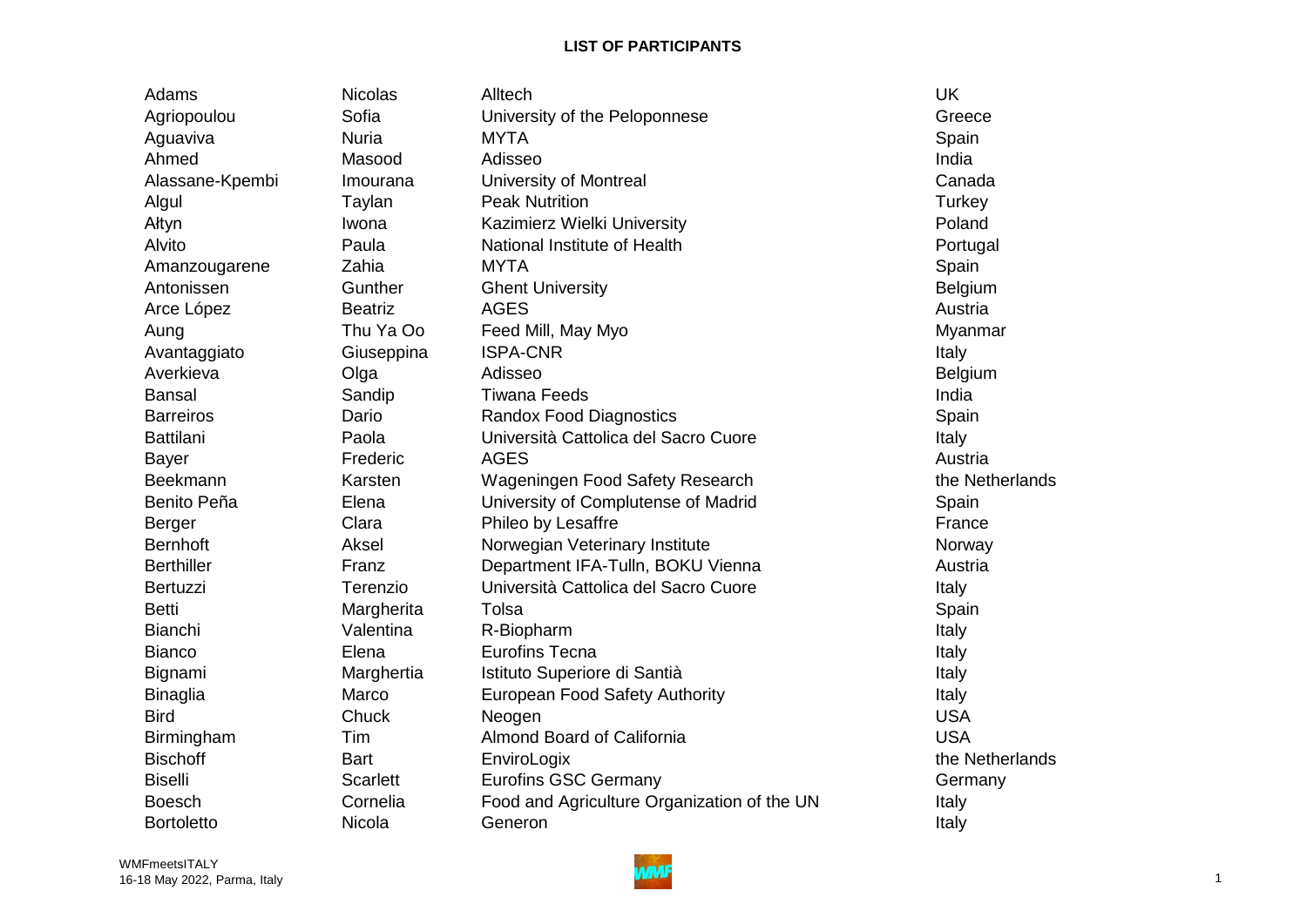**LIST OF PARTICIPANTS**

| | | | |
|---|---|---|---|
| Adams | Nicolas | Alltech | UK |
| Agriopoulou | Sofia | University of the Peloponnese | Greece |
| Aguaviva | Nuria | MYTA | Spain |
| Ahmed | Masood | Adisseo | India |
| Alassane-Kpembi | Imourana | University of Montreal | Canada |
| Algul | Taylan | Peak Nutrition | Turkey |
| Ałtyn | Iwona | Kazimierz Wielki University | Poland |
| Alvito | Paula | National Institute of Health | Portugal |
| Amanzougarene | Zahia | MYTA | Spain |
| Antonissen | Gunther | Ghent University | Belgium |
| Arce López | Beatriz | AGES | Austria |
| Aung | Thu Ya Oo | Feed Mill, May Myo | Myanmar |
| Avantaggiato | Giuseppina | ISPA-CNR | Italy |
| Averkieva | Olga | Adisseo | Belgium |
| Bansal | Sandip | Tiwana Feeds | India |
| Barreiros | Dario | Randox Food Diagnostics | Spain |
| Battilani | Paola | Università Cattolica del Sacro Cuore | Italy |
| Bayer | Frederic | AGES | Austria |
| Beekmann | Karsten | Wageningen Food Safety Research | the Netherlands |
| Benito Peña | Elena | University of Complutense of Madrid | Spain |
| Berger | Clara | Phileo by Lesaffre | France |
| Bernhoft | Aksel | Norwegian Veterinary Institute | Norway |
| Berthiller | Franz | Department IFA-Tulln, BOKU Vienna | Austria |
| Bertuzzi | Terenzio | Università Cattolica del Sacro Cuore | Italy |
| Betti | Margherita | Tolsa | Spain |
| Bianchi | Valentina | R-Biopharm | Italy |
| Bianco | Elena | Eurofins Tecna | Italy |
| Bignami | Marghertia | Istituto Superiore di Santià | Italy |
| Binaglia | Marco | European Food Safety Authority | Italy |
| Bird | Chuck | Neogen | USA |
| Birmingham | Tim | Almond Board of California | USA |
| Bischoff | Bart | EnviroLogix | the Netherlands |
| Biselli | Scarlett | Eurofins GSC Germany | Germany |
| Boesch | Cornelia | Food and Agriculture Organization of the UN | Italy |
| Bortoletto | Nicola | Generon | Italy |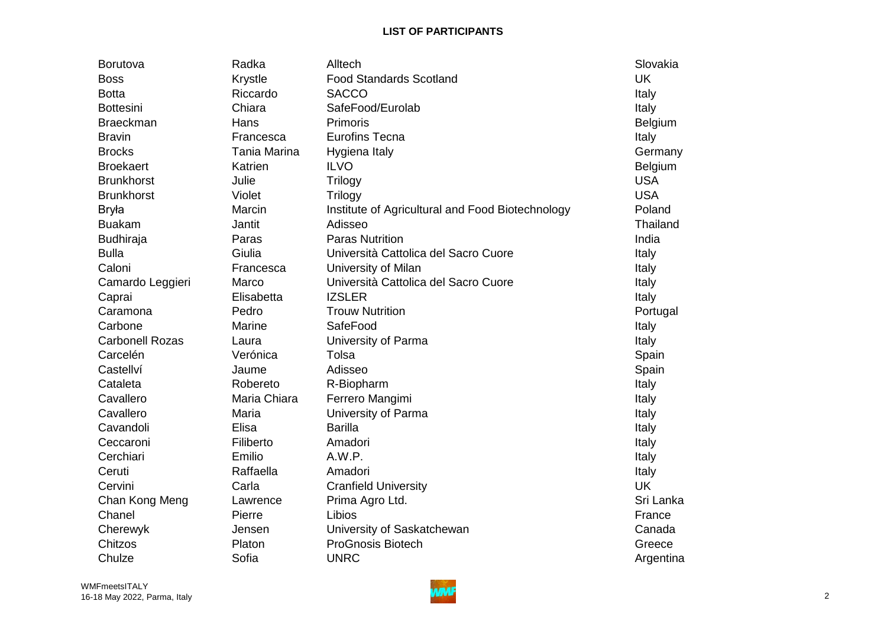**LIST OF PARTICIPANTS**

| | | | |
|---|---|---|---|
| Borutova | Radka | Alltech | Slovakia |
| Boss | Krystle | Food Standards Scotland | UK |
| Botta | Riccardo | SACCO | Italy |
| Bottesini | Chiara | SafeFood/Eurolab | Italy |
| Braeckman | Hans | Primoris | Belgium |
| Bravin | Francesca | Eurofins Tecna | Italy |
| Brocks | Tania Marina | Hygiena Italy | Germany |
| Broekaert | Katrien | ILVO | Belgium |
| Brunkhorst | Julie | Trilogy | USA |
| Brunkhorst | Violet | Trilogy | USA |
| Bryła | Marcin | Institute of Agricultural and Food Biotechnology | Poland |
| Buakam | Jantit | Adisseo | Thailand |
| Budhiraja | Paras | Paras Nutrition | India |
| Bulla | Giulia | Università Cattolica del Sacro Cuore | Italy |
| Caloni | Francesca | University of Milan | Italy |
| Camardo Leggieri | Marco | Università Cattolica del Sacro Cuore | Italy |
| Caprai | Elisabetta | IZSLER | Italy |
| Caramona | Pedro | Trouw Nutrition | Portugal |
| Carbone | Marine | SafeFood | Italy |
| Carbonell Rozas | Laura | University of Parma | Italy |
| Carcelén | Verónica | Tolsa | Spain |
| Castellví | Jaume | Adisseo | Spain |
| Cataleta | Robereto | R-Biopharm | Italy |
| Cavallero | Maria Chiara | Ferrero Mangimi | Italy |
| Cavallero | Maria | University of Parma | Italy |
| Cavandoli | Elisa | Barilla | Italy |
| Ceccaroni | Filiberto | Amadori | Italy |
| Cerchiari | Emilio | A.W.P. | Italy |
| Ceruti | Raffaella | Amadori | Italy |
| Cervini | Carla | Cranfield University | UK |
| Chan Kong Meng | Lawrence | Prima Agro Ltd. | Sri Lanka |
| Chanel | Pierre | Libios | France |
| Cherewyk | Jensen | University of Saskatchewan | Canada |
| Chitzos | Platon | ProGnosis Biotech | Greece |
| Chulze | Sofia | UNRC | Argentina |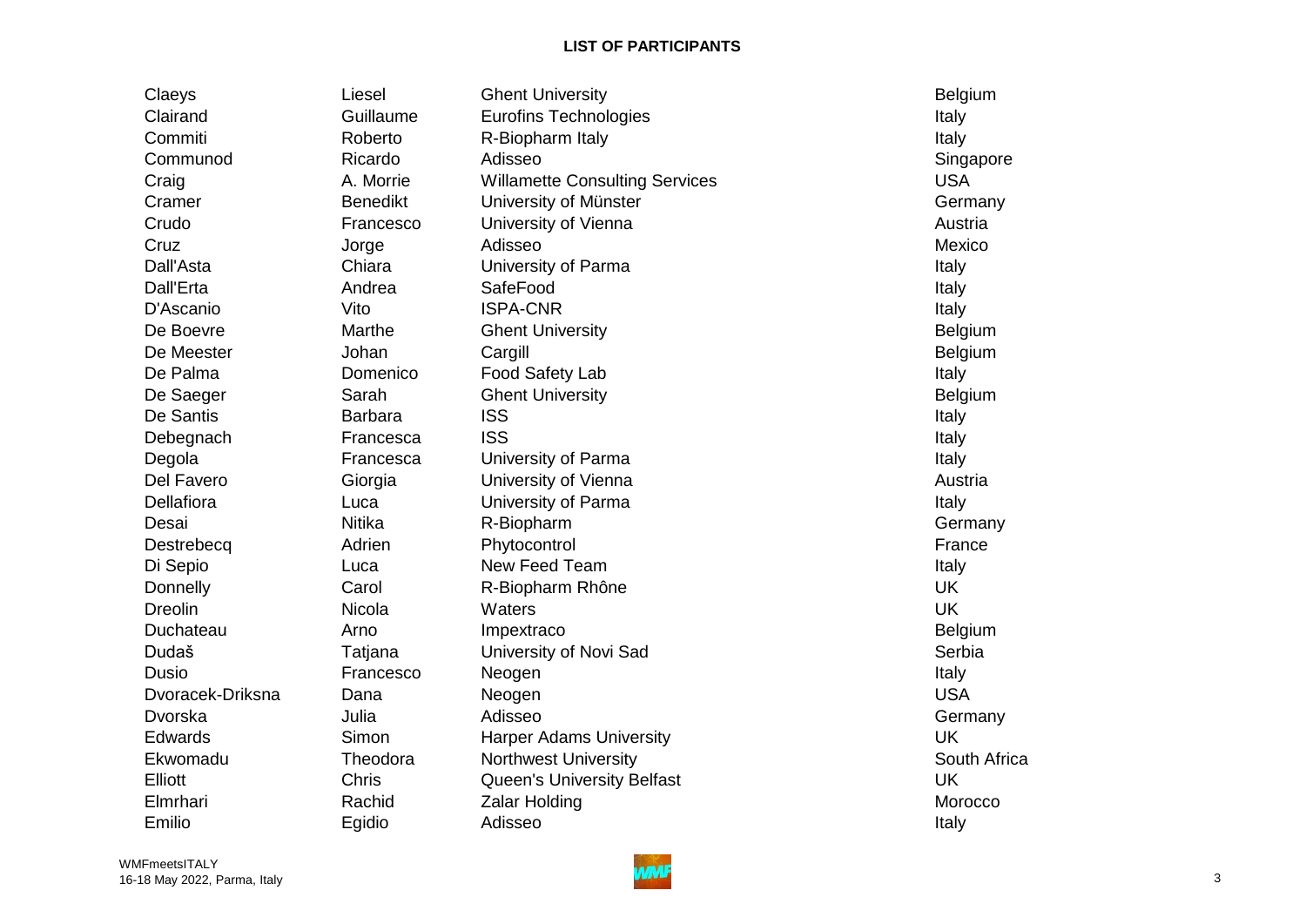**LIST OF PARTICIPANTS**

| | | | |
|---|---|---|---|
| Claeys | Liesel | Ghent University | Belgium |
| Clairand | Guillaume | Eurofins Technologies | Italy |
| Commiti | Roberto | R-Biopharm Italy | Italy |
| Communod | Ricardo | Adisseo | Singapore |
| Craig | A. Morrie | Willamette Consulting Services | USA |
| Cramer | Benedikt | University of Münster | Germany |
| Crudo | Francesco | University of Vienna | Austria |
| Cruz | Jorge | Adisseo | Mexico |
| Dall'Asta | Chiara | University of Parma | Italy |
| Dall'Erta | Andrea | SafeFood | Italy |
| D'Ascanio | Vito | ISPA-CNR | Italy |
| De Boevre | Marthe | Ghent University | Belgium |
| De Meester | Johan | Cargill | Belgium |
| De Palma | Domenico | Food Safety Lab | Italy |
| De Saeger | Sarah | Ghent University | Belgium |
| De Santis | Barbara | ISS | Italy |
| Debegnach | Francesca | ISS | Italy |
| Degola | Francesca | University of Parma | Italy |
| Del Favero | Giorgia | University of Vienna | Austria |
| Dellafiora | Luca | University of Parma | Italy |
| Desai | Nitika | R-Biopharm | Germany |
| Destrebecq | Adrien | Phytocontrol | France |
| Di Sepio | Luca | New Feed Team | Italy |
| Donnelly | Carol | R-Biopharm Rhône | UK |
| Dreolin | Nicola | Waters | UK |
| Duchateau | Arno | Impextraco | Belgium |
| Dudaš | Tatjana | University of Novi Sad | Serbia |
| Dusio | Francesco | Neogen | Italy |
| Dvoracek-Driksna | Dana | Neogen | USA |
| Dvorska | Julia | Adisseo | Germany |
| Edwards | Simon | Harper Adams University | UK |
| Ekwomadu | Theodora | Northwest University | South Africa |
| Elliott | Chris | Queen's University Belfast | UK |
| Elmrhari | Rachid | Zalar Holding | Morocco |
| Emilio | Egidio | Adisseo | Italy |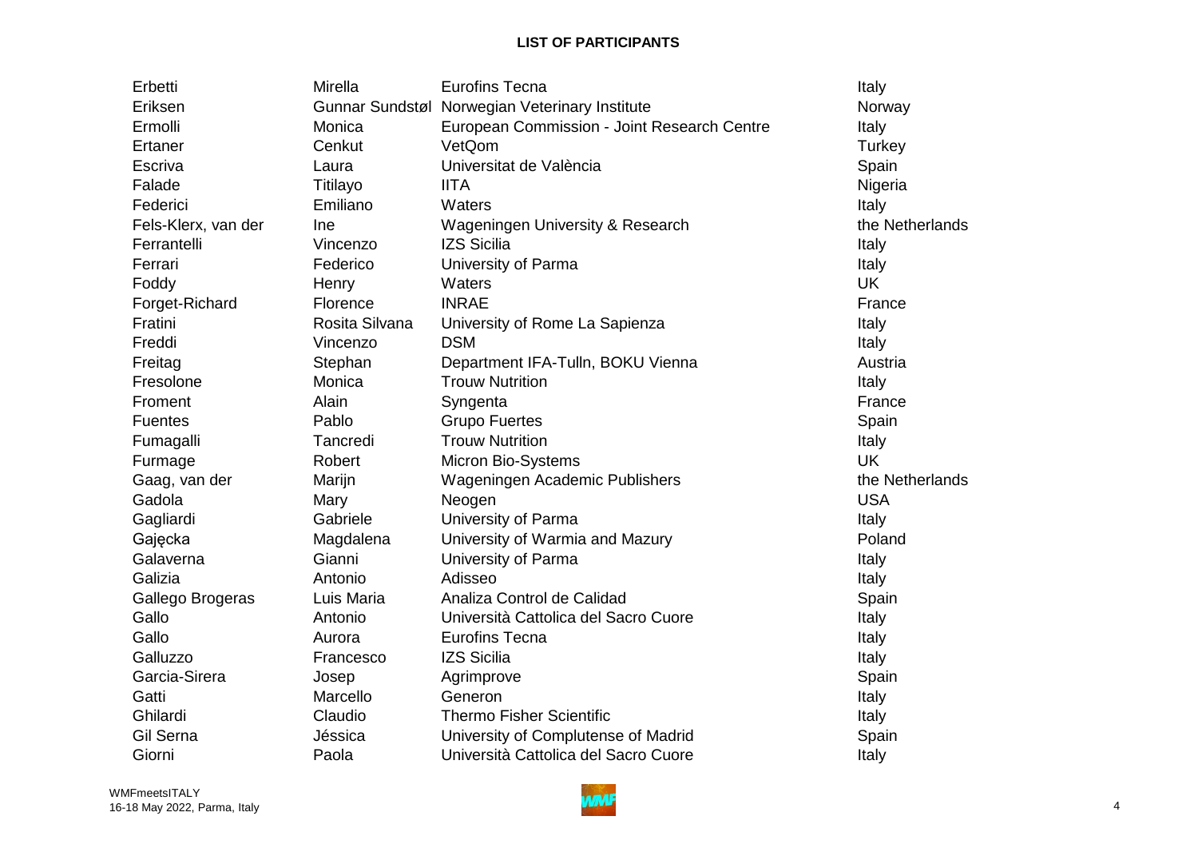**LIST OF PARTICIPANTS**

| | | | |
|---|---|---|---|
| Erbetti | Mirella | Eurofins Tecna | Italy |
| Eriksen | Gunnar Sundstøl | Norwegian Veterinary Institute | Norway |
| Ermolli | Monica | European Commission - Joint Research Centre | Italy |
| Ertaner | Cenkut | VetQom | Turkey |
| Escriva | Laura | Universitat de València | Spain |
| Falade | Titilayo | IITA | Nigeria |
| Federici | Emiliano | Waters | Italy |
| Fels-Klerx, van der | Ine | Wageningen University & Research | the Netherlands |
| Ferrantelli | Vincenzo | IZS Sicilia | Italy |
| Ferrari | Federico | University of Parma | Italy |
| Foddy | Henry | Waters | UK |
| Forget-Richard | Florence | INRAE | France |
| Fratini | Rosita Silvana | University of Rome La Sapienza | Italy |
| Freddi | Vincenzo | DSM | Italy |
| Freitag | Stephan | Department IFA-Tulln, BOKU Vienna | Austria |
| Fresolone | Monica | Trouw Nutrition | Italy |
| Froment | Alain | Syngenta | France |
| Fuentes | Pablo | Grupo Fuertes | Spain |
| Fumagalli | Tancredi | Trouw Nutrition | Italy |
| Furmage | Robert | Micron Bio-Systems | UK |
| Gaag, van der | Marijn | Wageningen Academic Publishers | the Netherlands |
| Gadola | Mary | Neogen | USA |
| Gagliardi | Gabriele | University of Parma | Italy |
| Gajęcka | Magdalena | University of Warmia and Mazury | Poland |
| Galaverna | Gianni | University of Parma | Italy |
| Galizia | Antonio | Adisseo | Italy |
| Gallego Brogeras | Luis Maria | Analiza Control de Calidad | Spain |
| Gallo | Antonio | Università Cattolica del Sacro Cuore | Italy |
| Gallo | Aurora | Eurofins Tecna | Italy |
| Galluzzo | Francesco | IZS Sicilia | Italy |
| Garcia-Sirera | Josep | Agrimprove | Spain |
| Gatti | Marcello | Generon | Italy |
| Ghilardi | Claudio | Thermo Fisher Scientific | Italy |
| Gil Serna | Jéssica | University of Complutense of Madrid | Spain |
| Giorni | Paola | Università Cattolica del Sacro Cuore | Italy |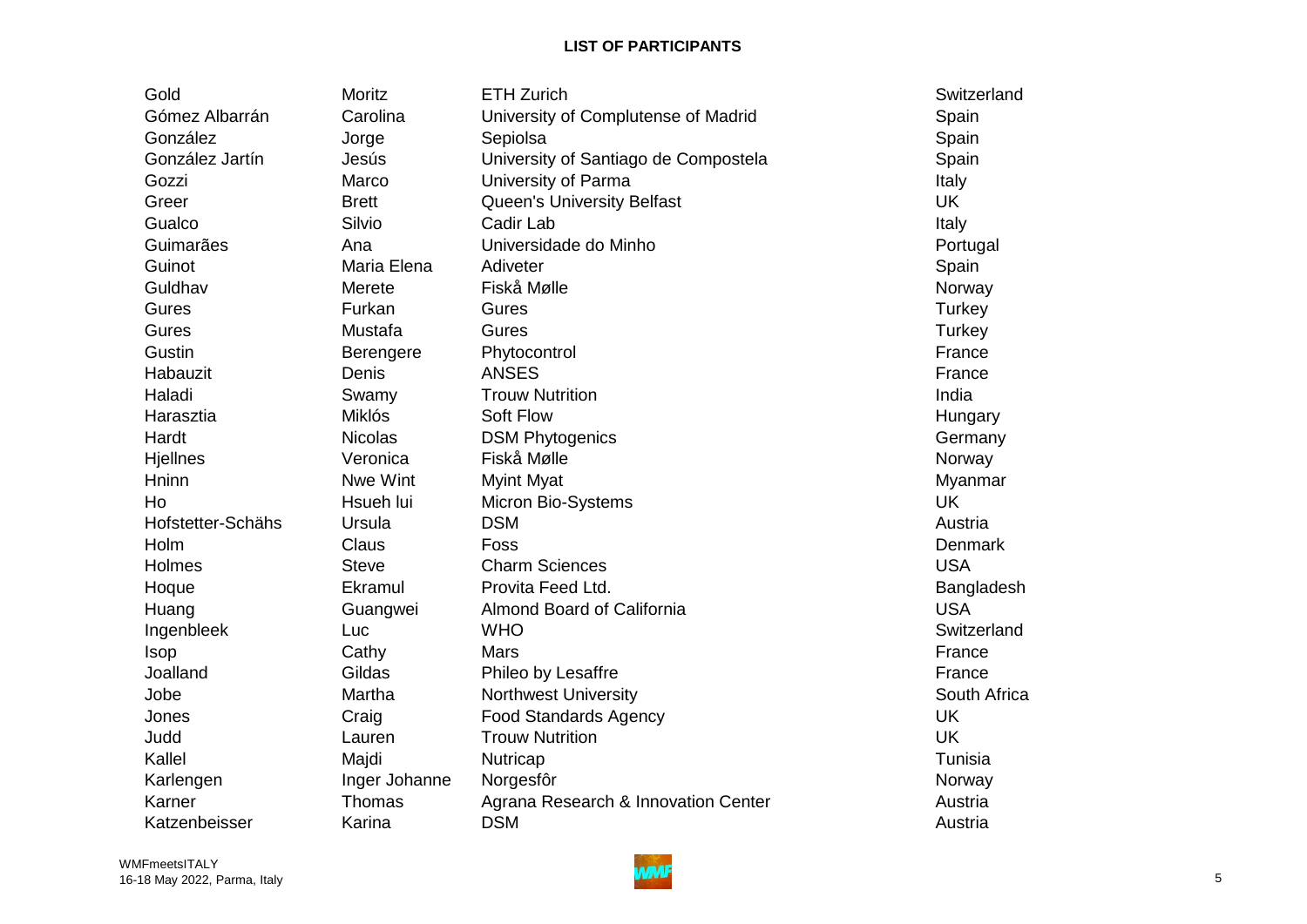**LIST OF PARTICIPANTS**

| | | | |
|---|---|---|---|
| Gold | Moritz | ETH Zurich | Switzerland |
| Gómez Albarrán | Carolina | University of Complutense of Madrid | Spain |
| González | Jorge | Sepiolsa | Spain |
| González Jartín | Jesús | University of Santiago de Compostela | Spain |
| Gozzi | Marco | University of Parma | Italy |
| Greer | Brett | Queen's University Belfast | UK |
| Gualco | Silvio | Cadir Lab | Italy |
| Guimarães | Ana | Universidade do Minho | Portugal |
| Guinot | Maria Elena | Adiveter | Spain |
| Guldhav | Merete | Fiskå Mølle | Norway |
| Gures | Furkan | Gures | Turkey |
| Gures | Mustafa | Gures | Turkey |
| Gustin | Berengere | Phytocontrol | France |
| Habauzit | Denis | ANSES | France |
| Haladi | Swamy | Trouw Nutrition | India |
| Harasztia | Miklós | Soft Flow | Hungary |
| Hardt | Nicolas | DSM Phytogenics | Germany |
| Hjellnes | Veronica | Fiskå Mølle | Norway |
| Hninn | Nwe Wint | Myint Myat | Myanmar |
| Ho | Hsueh lui | Micron Bio-Systems | UK |
| Hofstetter-Schähs | Ursula | DSM | Austria |
| Holm | Claus | Foss | Denmark |
| Holmes | Steve | Charm Sciences | USA |
| Hoque | Ekramul | Provita Feed Ltd. | Bangladesh |
| Huang | Guangwei | Almond Board of California | USA |
| Ingenbleek | Luc | WHO | Switzerland |
| Isop | Cathy | Mars | France |
| Joalland | Gildas | Phileo by Lesaffre | France |
| Jobe | Martha | Northwest University | South Africa |
| Jones | Craig | Food Standards Agency | UK |
| Judd | Lauren | Trouw Nutrition | UK |
| Kallel | Majdi | Nutricap | Tunisia |
| Karlengen | Inger Johanne | Norgesfôr | Norway |
| Karner | Thomas | Agrana Research & Innovation Center | Austria |
| Katzenbeisser | Karina | DSM | Austria |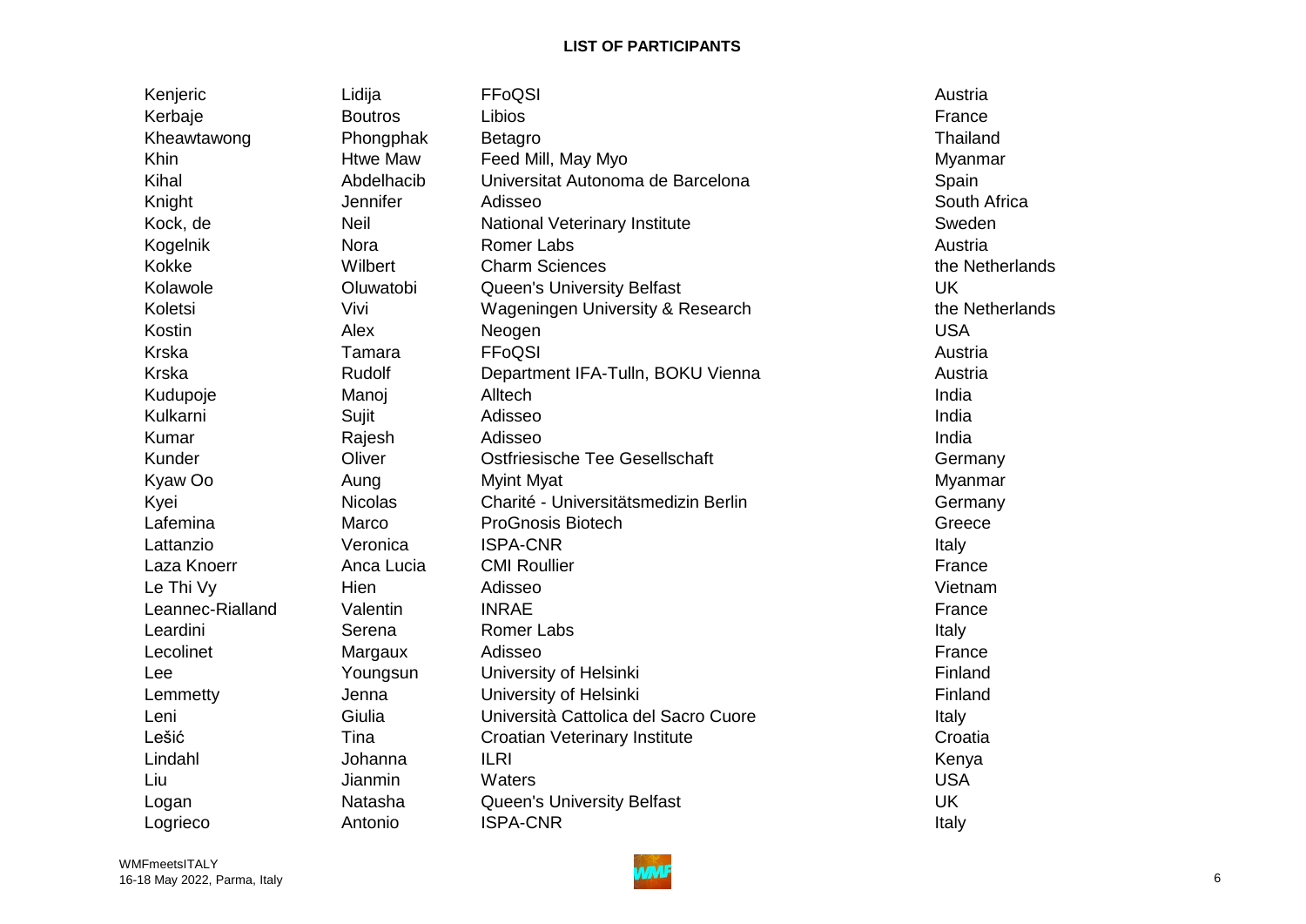**LIST OF PARTICIPANTS**

| | | | |
|---|---|---|---|
| Kenjeric | Lidija | FFoQSI | Austria |
| Kerbaje | Boutros | Libios | France |
| Kheawtawong | Phongphak | Betagro | Thailand |
| Khin | Htwe Maw | Feed Mill, May Myo | Myanmar |
| Kihal | Abdelhacib | Universitat Autonoma de Barcelona | Spain |
| Knight | Jennifer | Adisseo | South Africa |
| Kock, de | Neil | National Veterinary Institute | Sweden |
| Kogelnik | Nora | Romer Labs | Austria |
| Kokke | Wilbert | Charm Sciences | the Netherlands |
| Kolawole | Oluwatobi | Queen's University Belfast | UK |
| Koletsi | Vivi | Wageningen University & Research | the Netherlands |
| Kostin | Alex | Neogen | USA |
| Krska | Tamara | FFoQSI | Austria |
| Krska | Rudolf | Department IFA-Tulln, BOKU Vienna | Austria |
| Kudupoje | Manoj | Alltech | India |
| Kulkarni | Sujit | Adisseo | India |
| Kumar | Rajesh | Adisseo | India |
| Kunder | Oliver | Ostfriesische Tee Gesellschaft | Germany |
| Kyaw Oo | Aung | Myint Myat | Myanmar |
| Kyei | Nicolas | Charité - Universitätsmedizin Berlin | Germany |
| Lafemina | Marco | ProGnosis Biotech | Greece |
| Lattanzio | Veronica | ISPA-CNR | Italy |
| Laza Knoerr | Anca Lucia | CMI Roullier | France |
| Le Thi Vy | Hien | Adisseo | Vietnam |
| Leannec-Rialland | Valentin | INRAE | France |
| Leardini | Serena | Romer Labs | Italy |
| Lecolinet | Margaux | Adisseo | France |
| Lee | Youngsun | University of Helsinki | Finland |
| Lemmetty | Jenna | University of Helsinki | Finland |
| Leni | Giulia | Università Cattolica del Sacro Cuore | Italy |
| Lešić | Tina | Croatian Veterinary Institute | Croatia |
| Lindahl | Johanna | ILRI | Kenya |
| Liu | Jianmin | Waters | USA |
| Logan | Natasha | Queen's University Belfast | UK |
| Logrieco | Antonio | ISPA-CNR | Italy |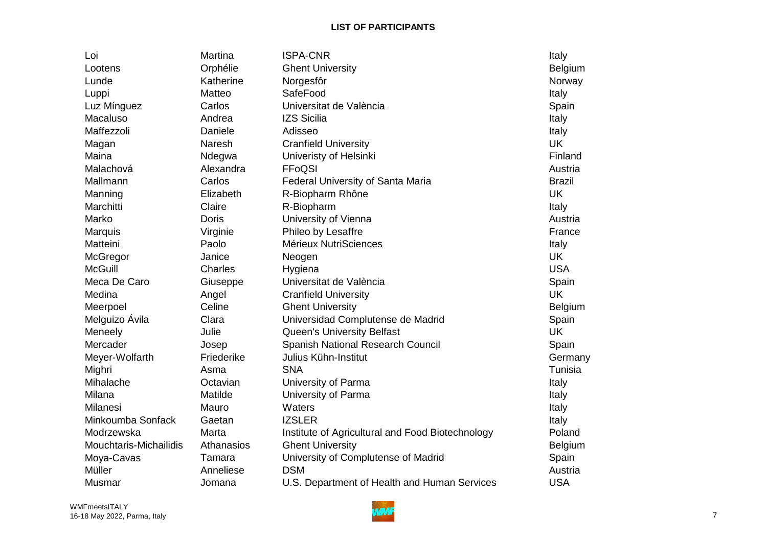**LIST OF PARTICIPANTS**

| | | | |
|---|---|---|---|
| Loi | Martina | ISPA-CNR | Italy |
| Lootens | Orphélie | Ghent University | Belgium |
| Lunde | Katherine | Norgesfôr | Norway |
| Luppi | Matteo | SafeFood | Italy |
| Luz Mínguez | Carlos | Universitat de València | Spain |
| Macaluso | Andrea | IZS Sicilia | Italy |
| Maffezzoli | Daniele | Adisseo | Italy |
| Magan | Naresh | Cranfield University | UK |
| Maina | Ndegwa | Univeristy of Helsinki | Finland |
| Malachová | Alexandra | FFoQSI | Austria |
| Mallmann | Carlos | Federal University of Santa Maria | Brazil |
| Manning | Elizabeth | R-Biopharm Rhône | UK |
| Marchitti | Claire | R-Biopharm | Italy |
| Marko | Doris | University of Vienna | Austria |
| Marquis | Virginie | Phileo by Lesaffre | France |
| Matteini | Paolo | Mérieux NutriSciences | Italy |
| McGregor | Janice | Neogen | UK |
| McGuill | Charles | Hygiena | USA |
| Meca De Caro | Giuseppe | Universitat de València | Spain |
| Medina | Angel | Cranfield University | UK |
| Meerpoel | Celine | Ghent University | Belgium |
| Melguizo Ávila | Clara | Universidad Complutense de Madrid | Spain |
| Meneely | Julie | Queen's University Belfast | UK |
| Mercader | Josep | Spanish National Research Council | Spain |
| Meyer-Wolfarth | Friederike | Julius Kühn-Institut | Germany |
| Mighri | Asma | SNA | Tunisia |
| Mihalache | Octavian | University of Parma | Italy |
| Milana | Matilde | University of Parma | Italy |
| Milanesi | Mauro | Waters | Italy |
| Minkoumba Sonfack | Gaetan | IZSLER | Italy |
| Modrzewska | Marta | Institute of Agricultural and Food Biotechnology | Poland |
| Mouchtaris-Michailidis | Athanasios | Ghent University | Belgium |
| Moya-Cavas | Tamara | University of Complutense of Madrid | Spain |
| Müller | Anneliese | DSM | Austria |
| Musmar | Jomana | U.S. Department of Health and Human Services | USA |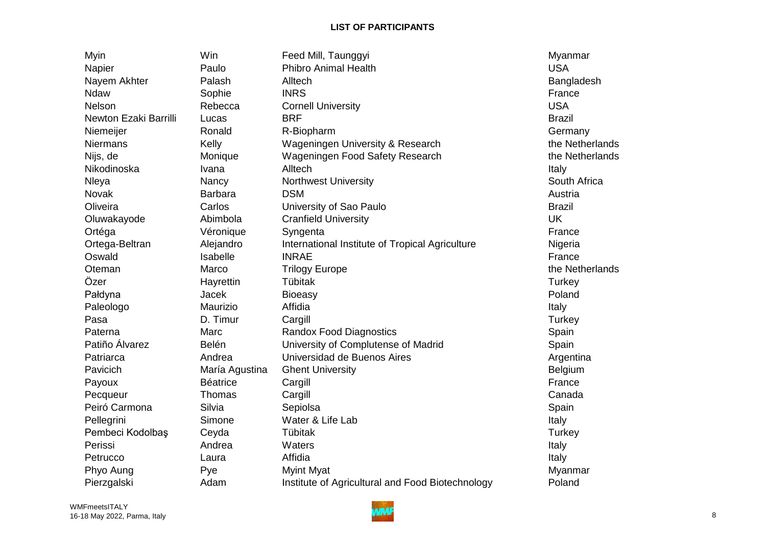**LIST OF PARTICIPANTS**

| | | | |
|---|---|---|---|
| Myin | Win | Feed Mill, Taunggyi | Myanmar |
| Napier | Paulo | Phibro Animal Health | USA |
| Nayem Akhter | Palash | Alltech | Bangladesh |
| Ndaw | Sophie | INRS | France |
| Nelson | Rebecca | Cornell University | USA |
| Newton Ezaki Barrilli | Lucas | BRF | Brazil |
| Niemeijer | Ronald | R-Biopharm | Germany |
| Niermans | Kelly | Wageningen University & Research | the Netherlands |
| Nijs, de | Monique | Wageningen Food Safety Research | the Netherlands |
| Nikodinoska | Ivana | Alltech | Italy |
| Nleya | Nancy | Northwest University | South Africa |
| Novak | Barbara | DSM | Austria |
| Oliveira | Carlos | University of Sao Paulo | Brazil |
| Oluwakayode | Abimbola | Cranfield University | UK |
| Ortéga | Véronique | Syngenta | France |
| Ortega-Beltran | Alejandro | International Institute of Tropical Agriculture | Nigeria |
| Oswald | Isabelle | INRAE | France |
| Oteman | Marco | Trilogy Europe | the Netherlands |
| Özer | Hayrettin | Tübitak | Turkey |
| Pałdyna | Jacek | Bioeasy | Poland |
| Paleologo | Maurizio | Affidia | Italy |
| Pasa | D. Timur | Cargill | Turkey |
| Paterna | Marc | Randox Food Diagnostics | Spain |
| Patiño Álvarez | Belén | University of Complutense of Madrid | Spain |
| Patriarca | Andrea | Universidad de Buenos Aires | Argentina |
| Pavicich | María Agustina | Ghent University | Belgium |
| Payoux | Béatrice | Cargill | France |
| Pecqueur | Thomas | Cargill | Canada |
| Peiró Carmona | Silvia | Sepiolsa | Spain |
| Pellegrini | Simone | Water & Life Lab | Italy |
| Pembeci Kodolbaş | Ceyda | Tübitak | Turkey |
| Perissi | Andrea | Waters | Italy |
| Petrucco | Laura | Affidia | Italy |
| Phyo Aung | Pye | Myint Myat | Myanmar |
| Pierzgalski | Adam | Institute of Agricultural and Food Biotechnology | Poland |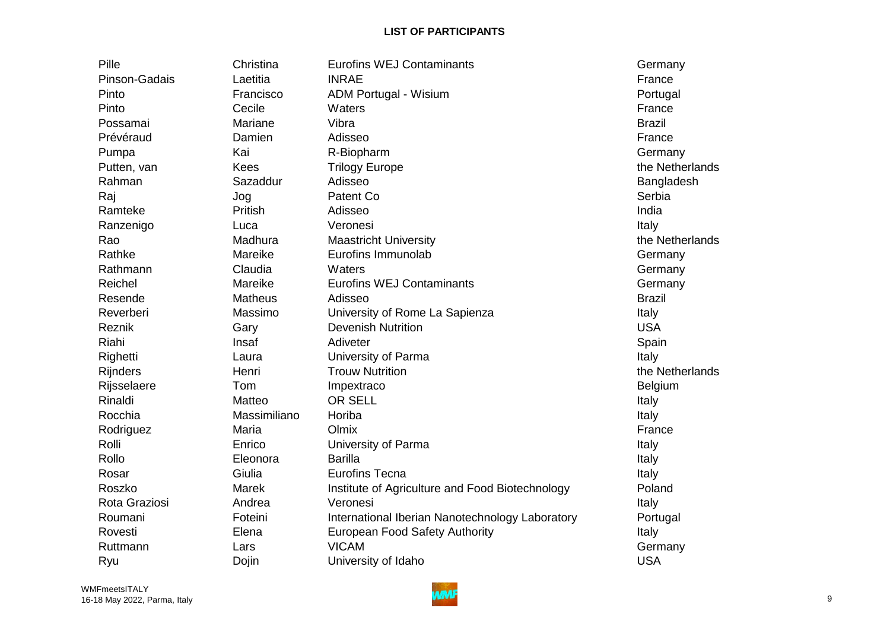**LIST OF PARTICIPANTS**

| | | | |
|---|---|---|---|
| Pille | Christina | Eurofins WEJ Contaminants | Germany |
| Pinson-Gadais | Laetitia | INRAE | France |
| Pinto | Francisco | ADM Portugal - Wisium | Portugal |
| Pinto | Cecile | Waters | France |
| Possamai | Mariane | Vibra | Brazil |
| Prévéraud | Damien | Adisseo | France |
| Pumpa | Kai | R-Biopharm | Germany |
| Putten, van | Kees | Trilogy Europe | the Netherlands |
| Rahman | Sazaddur | Adisseo | Bangladesh |
| Raj | Jog | Patent Co | Serbia |
| Ramteke | Pritish | Adisseo | India |
| Ranzenigo | Luca | Veronesi | Italy |
| Rao | Madhura | Maastricht University | the Netherlands |
| Rathke | Mareike | Eurofins Immunolab | Germany |
| Rathmann | Claudia | Waters | Germany |
| Reichel | Mareike | Eurofins WEJ Contaminants | Germany |
| Resende | Matheus | Adisseo | Brazil |
| Reverberi | Massimo | University of Rome La Sapienza | Italy |
| Reznik | Gary | Devenish Nutrition | USA |
| Riahi | Insaf | Adiveter | Spain |
| Righetti | Laura | University of Parma | Italy |
| Rijnders | Henri | Trouw Nutrition | the Netherlands |
| Rijsselaere | Tom | Impextraco | Belgium |
| Rinaldi | Matteo | OR SELL | Italy |
| Rocchia | Massimiliano | Horiba | Italy |
| Rodriguez | Maria | Olmix | France |
| Rolli | Enrico | University of Parma | Italy |
| Rollo | Eleonora | Barilla | Italy |
| Rosar | Giulia | Eurofins Tecna | Italy |
| Roszko | Marek | Institute of Agriculture and Food Biotechnology | Poland |
| Rota Graziosi | Andrea | Veronesi | Italy |
| Roumani | Foteini | International Iberian Nanotechnology Laboratory | Portugal |
| Rovesti | Elena | European Food Safety Authority | Italy |
| Ruttmann | Lars | VICAM | Germany |
| Ryu | Dojin | University of Idaho | USA |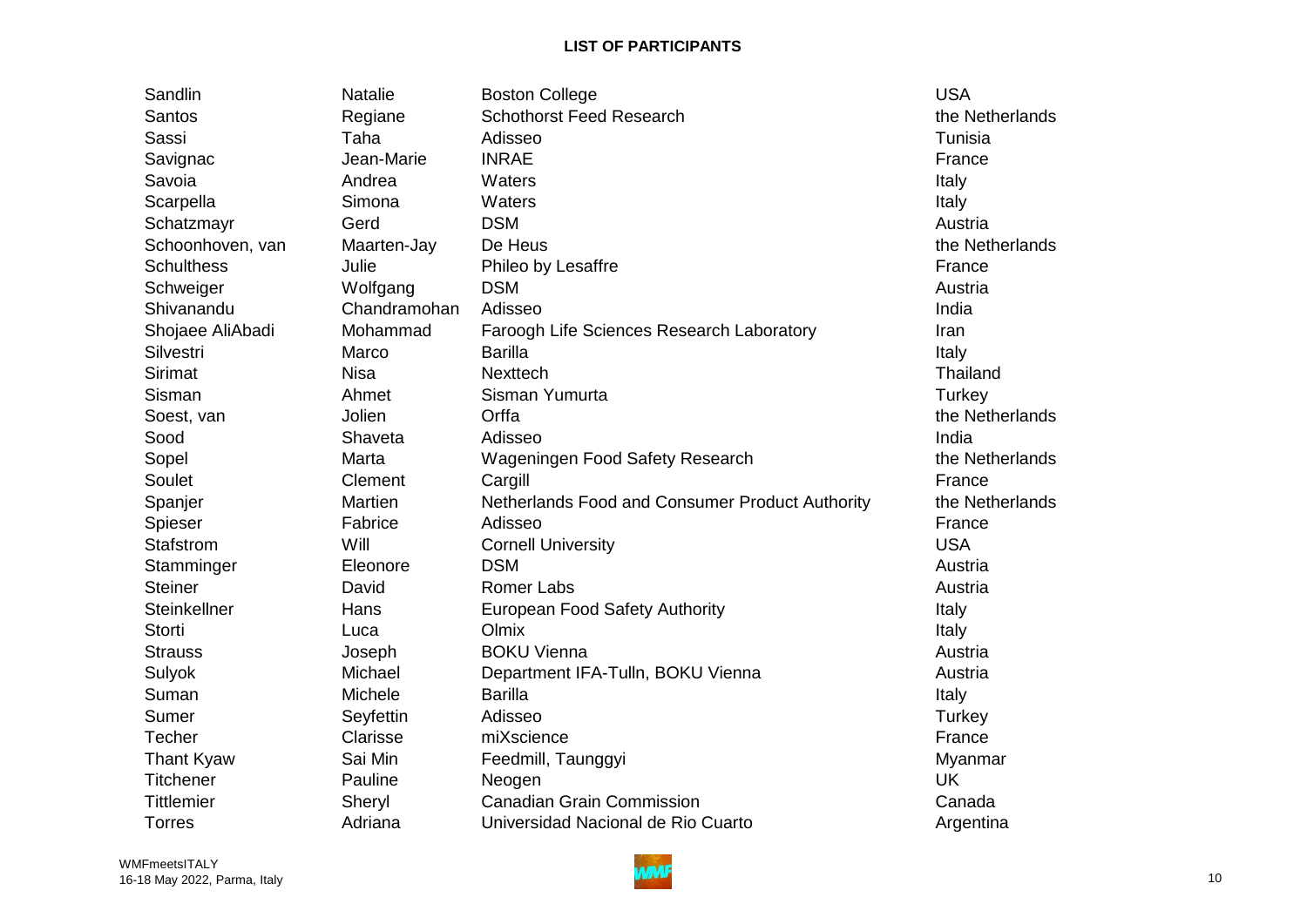**LIST OF PARTICIPANTS**

| | | | |
|---|---|---|---|
| Sandlin | Natalie | Boston College | USA |
| Santos | Regiane | Schothorst Feed Research | the Netherlands |
| Sassi | Taha | Adisseo | Tunisia |
| Savignac | Jean-Marie | INRAE | France |
| Savoia | Andrea | Waters | Italy |
| Scarpella | Simona | Waters | Italy |
| Schatzmayr | Gerd | DSM | Austria |
| Schoonhoven, van | Maarten-Jay | De Heus | the Netherlands |
| Schulthess | Julie | Phileo by Lesaffre | France |
| Schweiger | Wolfgang | DSM | Austria |
| Shivanandu | Chandramohan | Adisseo | India |
| Shojaee AliAbadi | Mohammad | Faroogh Life Sciences Research Laboratory | Iran |
| Silvestri | Marco | Barilla | Italy |
| Sirimat | Nisa | Nexttech | Thailand |
| Sisman | Ahmet | Sisman Yumurta | Turkey |
| Soest, van | Jolien | Orffa | the Netherlands |
| Sood | Shaveta | Adisseo | India |
| Sopel | Marta | Wageningen Food Safety Research | the Netherlands |
| Soulet | Clement | Cargill | France |
| Spanjer | Martien | Netherlands Food and Consumer Product Authority | the Netherlands |
| Spieser | Fabrice | Adisseo | France |
| Stafstrom | Will | Cornell University | USA |
| Stamminger | Eleonore | DSM | Austria |
| Steiner | David | Romer Labs | Austria |
| Steinkellner | Hans | European Food Safety Authority | Italy |
| Storti | Luca | Olmix | Italy |
| Strauss | Joseph | BOKU Vienna | Austria |
| Sulyok | Michael | Department IFA-Tulln, BOKU Vienna | Austria |
| Suman | Michele | Barilla | Italy |
| Sumer | Seyfettin | Adisseo | Turkey |
| Techer | Clarisse | miXscience | France |
| Thant Kyaw | Sai Min | Feedmill, Taunggyi | Myanmar |
| Titchener | Pauline | Neogen | UK |
| Tittlemier | Sheryl | Canadian Grain Commission | Canada |
| Torres | Adriana | Universidad Nacional de Rio Cuarto | Argentina |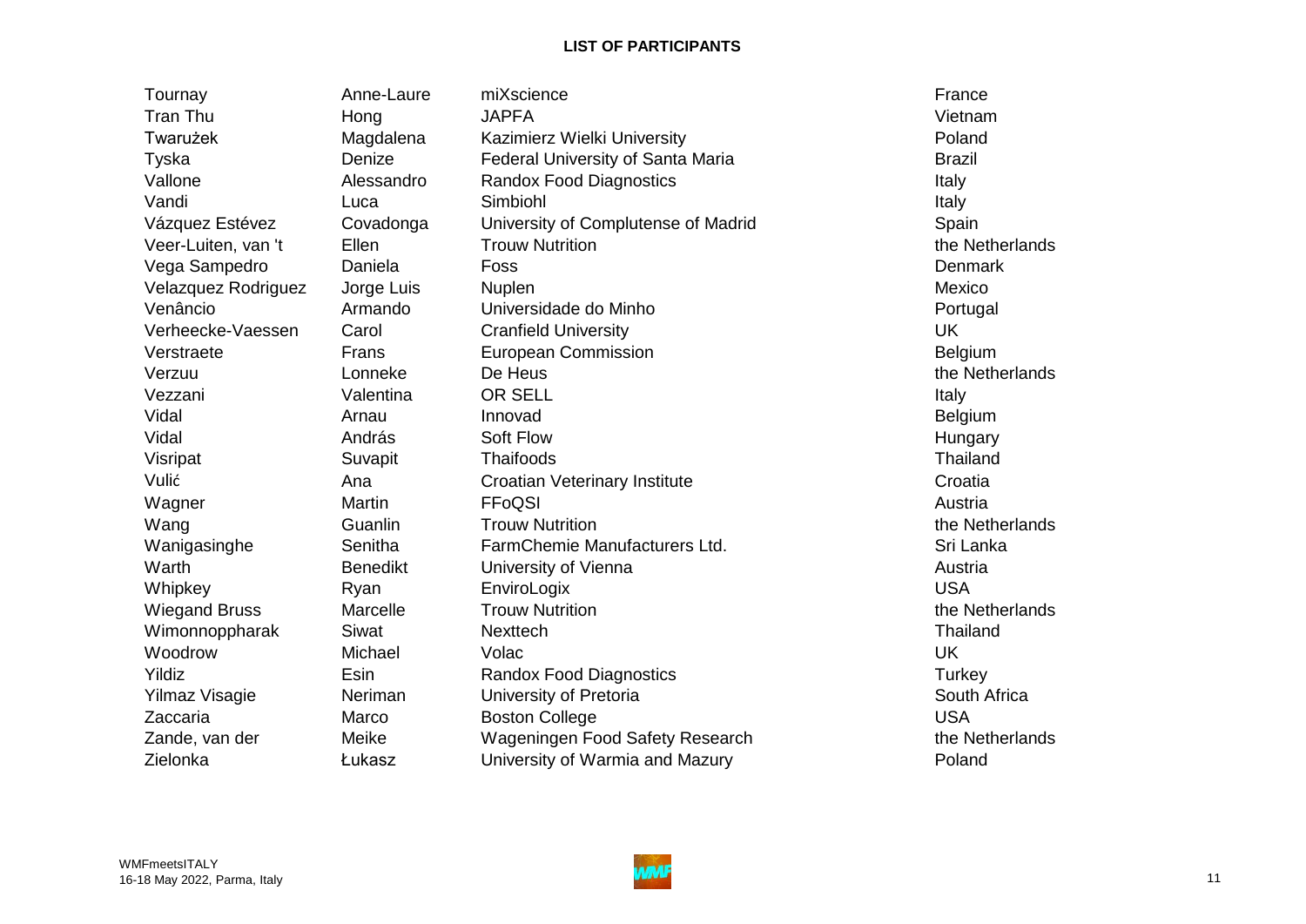**LIST OF PARTICIPANTS**

| | | | |
|---|---|---|---|
| Tournay | Anne-Laure | miXscience | France |
| Tran Thu | Hong | JAPFA | Vietnam |
| Twarużek | Magdalena | Kazimierz Wielki University | Poland |
| Tyska | Denize | Federal University of Santa Maria | Brazil |
| Vallone | Alessandro | Randox Food Diagnostics | Italy |
| Vandi | Luca | Simbiohl | Italy |
| Vázquez Estévez | Covadonga | University of Complutense of Madrid | Spain |
| Veer-Luiten, van 't | Ellen | Trouw Nutrition | the Netherlands |
| Vega Sampedro | Daniela | Foss | Denmark |
| Velazquez Rodriguez | Jorge Luis | Nuplen | Mexico |
| Venâncio | Armando | Universidade do Minho | Portugal |
| Verheecke-Vaessen | Carol | Cranfield University | UK |
| Verstraete | Frans | European Commission | Belgium |
| Verzuu | Lonneke | De Heus | the Netherlands |
| Vezzani | Valentina | OR SELL | Italy |
| Vidal | Arnau | Innovad | Belgium |
| Vidal | András | Soft Flow | Hungary |
| Visripat | Suvapit | Thaifoods | Thailand |
| Vulić | Ana | Croatian Veterinary Institute | Croatia |
| Wagner | Martin | FFoQSI | Austria |
| Wang | Guanlin | Trouw Nutrition | the Netherlands |
| Wanigasinghe | Senitha | FarmChemie Manufacturers Ltd. | Sri Lanka |
| Warth | Benedikt | University of Vienna | Austria |
| Whipkey | Ryan | EnviroLogix | USA |
| Wiegand Bruss | Marcelle | Trouw Nutrition | the Netherlands |
| Wimonnoppharak | Siwat | Nexttech | Thailand |
| Woodrow | Michael | Volac | UK |
| Yildiz | Esin | Randox Food Diagnostics | Turkey |
| Yilmaz Visagie | Neriman | University of Pretoria | South Africa |
| Zaccaria | Marco | Boston College | USA |
| Zande, van der | Meike | Wageningen Food Safety Research | the Netherlands |
| Zielonka | Łukasz | University of Warmia and Mazury | Poland |